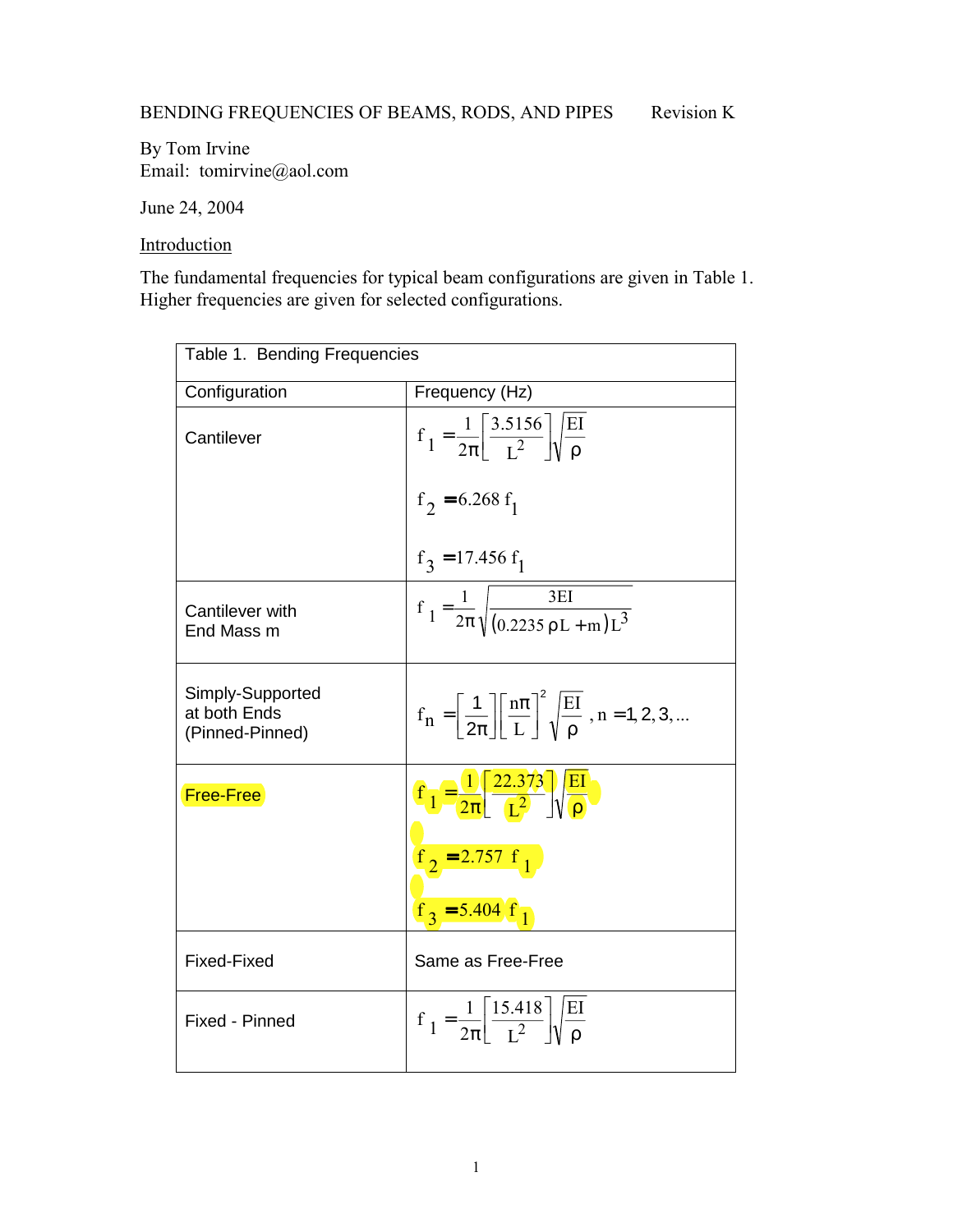BENDING FREQUENCIES OF BEAMS, RODS, AND PIPES Revision K

By Tom Irvine
Email: tomirvine@aol.com

June 24, 2004

## Introduction

The fundamental frequencies for typical beam configurations are given in Table 1. Higher frequencies are given for selected configurations.

| Table 1. Bending Frequencies | |
|---|---|
| Configuration | Frequency (Hz) |
| Cantilever | $f_1 = \frac{1}{2\pi}\left[\frac{3.5156}{L^2}\right]\sqrt{\frac{EI}{\rho}}$ <br> $f_2 = 6.268\, f_1$ <br> $f_3 = 17.456\, f_1$ |
| Cantilever with End Mass m | $f_1 = \frac{1}{2\pi}\sqrt{\frac{3EI}{(0.2235\,\rho L + m)L^3}}$ |
| Simply-Supported at both Ends (Pinned-Pinned) | $f_n = \left[\frac{1}{2\pi}\right]\left[\frac{n\pi}{L}\right]^2\sqrt{\frac{EI}{\rho}}$ , $n = 1, 2, 3, ...$ |
| Free-Free | $f_1 = \frac{1}{2\pi}\left[\frac{22.373}{L^2}\right]\sqrt{\frac{EI}{\rho}}$ <br> $f_2 = 2.757\, f_1$ <br> $f_3 = 5.404\, f_1$ |
| Fixed-Fixed | Same as Free-Free |
| Fixed - Pinned | $f_1 = \frac{1}{2\pi}\left[\frac{15.418}{L^2}\right]\sqrt{\frac{EI}{\rho}}$ |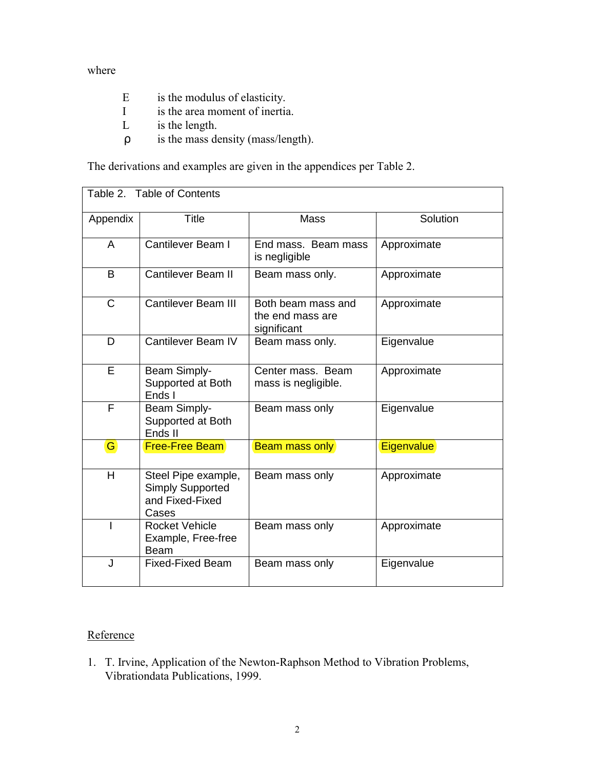where

| | |
|---|---|
| E | is the modulus of elasticity. |
| I | is the area moment of inertia. |
| L | is the length. |
| ρ | is the mass density (mass/length). |

The derivations and examples are given in the appendices per Table 2.

Table 2. Table of Contents

| Appendix | Title | Mass | Solution |
|---|---|---|---|
| A | Cantilever Beam I | End mass. Beam mass is negligible | Approximate |
| B | Cantilever Beam II | Beam mass only. | Approximate |
| C | Cantilever Beam III | Both beam mass and the end mass are significant | Approximate |
| D | Cantilever Beam IV | Beam mass only. | Eigenvalue |
| E | Beam Simply-Supported at Both Ends I | Center mass. Beam mass is negligible. | Approximate |
| F | Beam Simply-Supported at Both Ends II | Beam mass only | Eigenvalue |
| G | Free-Free Beam | Beam mass only | Eigenvalue |
| H | Steel Pipe example, Simply Supported and Fixed-Fixed Cases | Beam mass only | Approximate |
| I | Rocket Vehicle Example, Free-free Beam | Beam mass only | Approximate |
| J | Fixed-Fixed Beam | Beam mass only | Eigenvalue |

Reference

1. T. Irvine, Application of the Newton-Raphson Method to Vibration Problems, Vibrationdata Publications, 1999.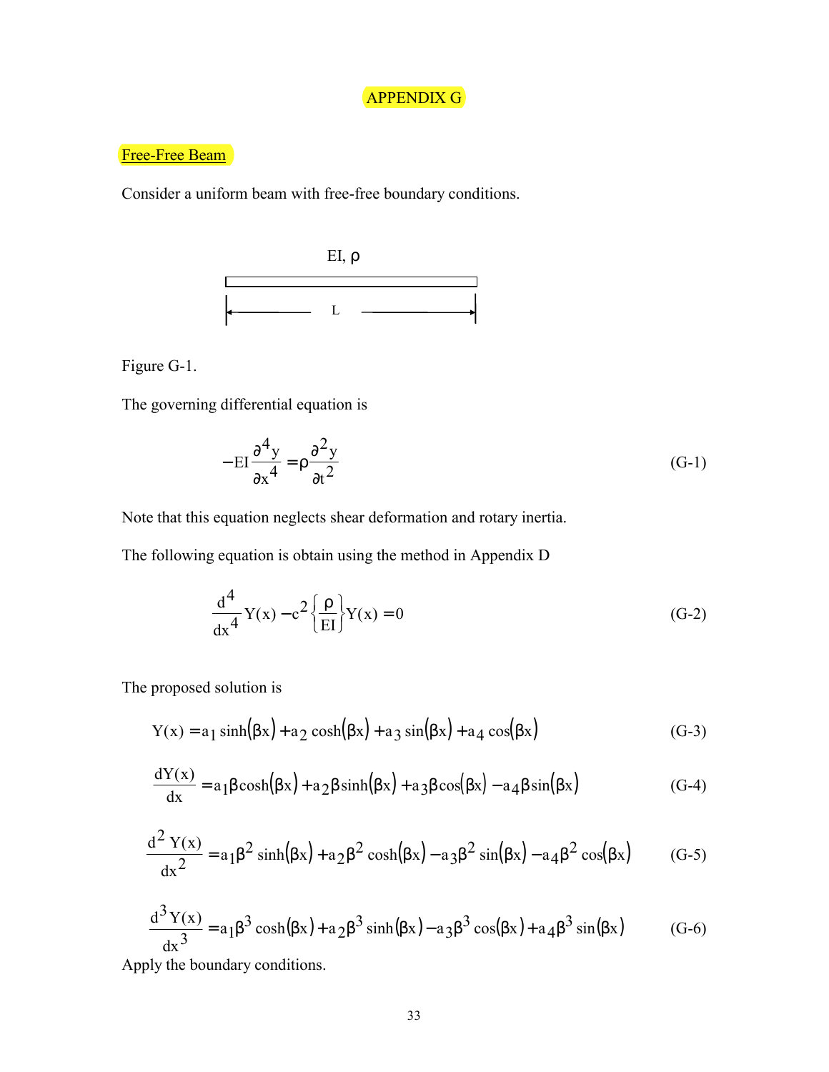# APPENDIX G

## Free-Free Beam

Consider a uniform beam with free-free boundary conditions.

EI, ρ

L

Figure G-1.

The governing differential equation is

$$-EI\frac{\partial^4 y}{\partial x^4} = \rho\frac{\partial^2 y}{\partial t^2} \tag{G-1}$$

Note that this equation neglects shear deformation and rotary inertia.

The following equation is obtain using the method in Appendix D

$$\frac{d^4}{dx^4}Y(x) - c^2\left\{\frac{\rho}{EI}\right\}Y(x) = 0 \tag{G-2}$$

The proposed solution is

$$Y(x) = a_1 \sinh(\beta x) + a_2 \cosh(\beta x) + a_3 \sin(\beta x) + a_4 \cos(\beta x) \tag{G-3}$$

$$\frac{dY(x)}{dx} = a_1\beta\cosh(\beta x) + a_2\beta\sinh(\beta x) + a_3\beta\cos(\beta x) - a_4\beta\sin(\beta x) \tag{G-4}$$

$$\frac{d^2 Y(x)}{dx^2} = a_1\beta^2 \sinh(\beta x) + a_2\beta^2 \cosh(\beta x) - a_3\beta^2 \sin(\beta x) - a_4\beta^2 \cos(\beta x) \tag{G-5}$$

$$\frac{d^3 Y(x)}{dx^3} = a_1\beta^3 \cosh(\beta x) + a_2\beta^3 \sinh(\beta x) - a_3\beta^3 \cos(\beta x) + a_4\beta^3 \sin(\beta x) \tag{G-6}$$

Apply the boundary conditions.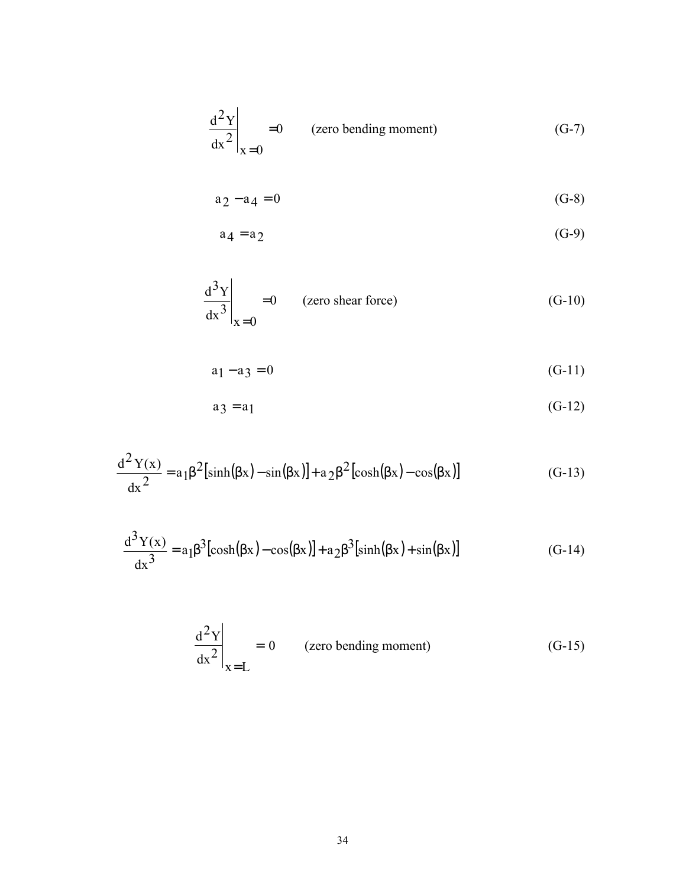$$\left.\frac{d^2 Y}{dx^2}\right|_{x=0} = 0 \qquad \text{(zero bending moment)} \tag{G-7}$$

$$a_2 - a_4 = 0 \tag{G-8}$$

$$a_4 = a_2 \tag{G-9}$$

$$\left.\frac{d^3 Y}{dx^3}\right|_{x=0} = 0 \qquad \text{(zero shear force)} \tag{G-10}$$

$$a_1 - a_3 = 0 \tag{G-11}$$

$$a_3 = a_1 \tag{G-12}$$

$$\frac{d^2 Y(x)}{dx^2} = a_1 \beta^2 [\sinh(\beta x) - \sin(\beta x)] + a_2 \beta^2 [\cosh(\beta x) - \cos(\beta x)] \tag{G-13}$$

$$\frac{d^3 Y(x)}{dx^3} = a_1 \beta^3 [\cosh(\beta x) - \cos(\beta x)] + a_2 \beta^3 [\sinh(\beta x) + \sin(\beta x)] \tag{G-14}$$

$$\left.\frac{d^2 Y}{dx^2}\right|_{x=L} = 0 \qquad \text{(zero bending moment)} \tag{G-15}$$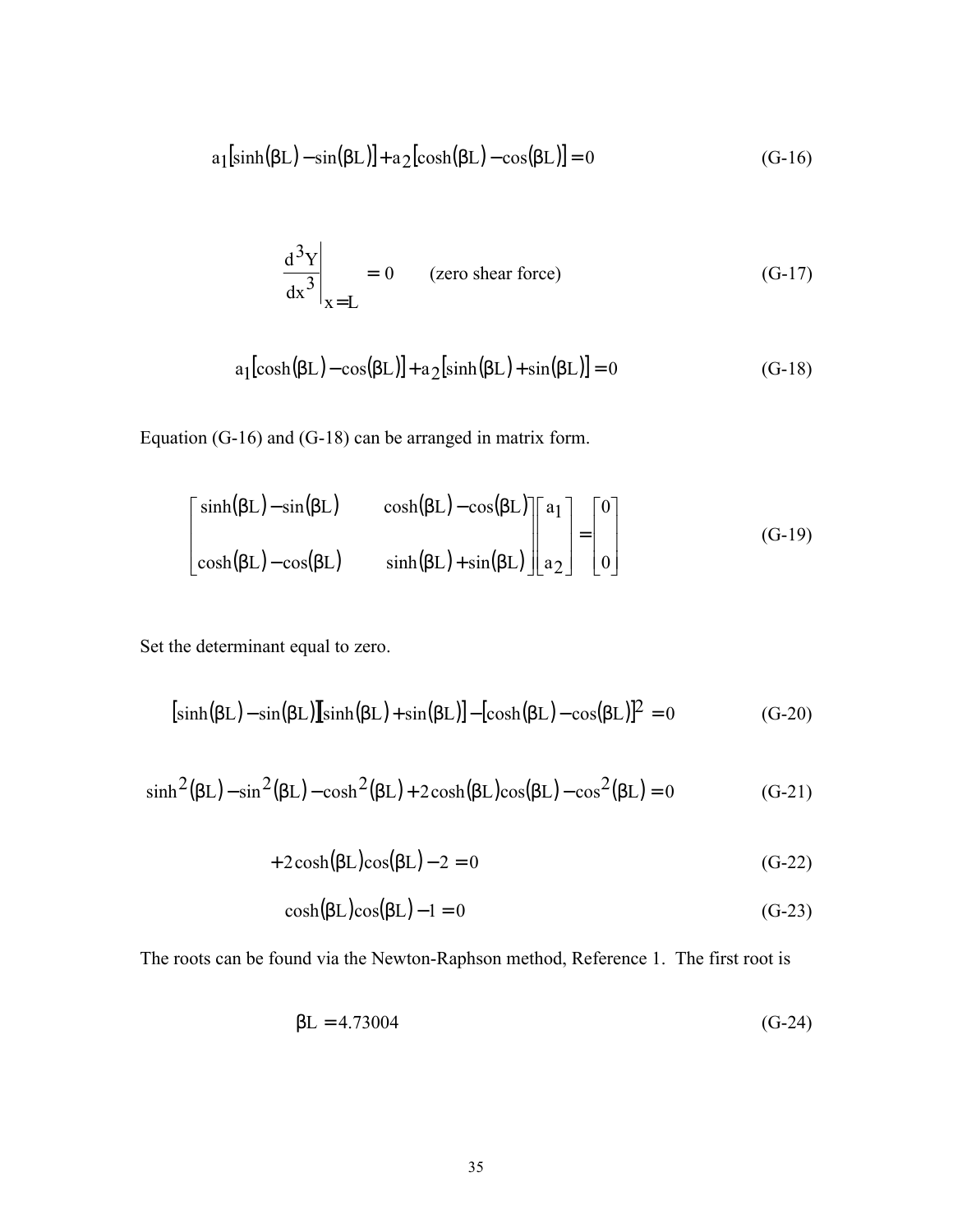$$a_1[\sinh(\beta L) - \sin(\beta L)] + a_2[\cosh(\beta L) - \cos(\beta L)] = 0 \tag{G-16}$$

$$\left.\frac{d^3Y}{dx^3}\right|_{x=L} = 0 \qquad \text{(zero shear force)} \tag{G-17}$$

$$a_1[\cosh(\beta L) - \cos(\beta L)] + a_2[\sinh(\beta L) + \sin(\beta L)] = 0 \tag{G-18}$$

Equation (G-16) and (G-18) can be arranged in matrix form.

$$\begin{bmatrix} \sinh(\beta L) - \sin(\beta L) & \cosh(\beta L) - \cos(\beta L) \\ \cosh(\beta L) - \cos(\beta L) & \sinh(\beta L) + \sin(\beta L) \end{bmatrix} \begin{bmatrix} a_1 \\ a_2 \end{bmatrix} = \begin{bmatrix} 0 \\ 0 \end{bmatrix} \tag{G-19}$$

Set the determinant equal to zero.

$$[\sinh(\beta L) - \sin(\beta L)][\sinh(\beta L) + \sin(\beta L)] - [\cosh(\beta L) - \cos(\beta L)]^2 = 0 \tag{G-20}$$

$$\sinh^2(\beta L) - \sin^2(\beta L) - \cosh^2(\beta L) + 2\cosh(\beta L)\cos(\beta L) - \cos^2(\beta L) = 0 \tag{G-21}$$

$$+2\cosh(\beta L)\cos(\beta L) - 2 = 0 \tag{G-22}$$

$$\cosh(\beta L)\cos(\beta L) - 1 = 0 \tag{G-23}$$

The roots can be found via the Newton-Raphson method, Reference 1. The first root is

$$\beta L = 4.73004 \tag{G-24}$$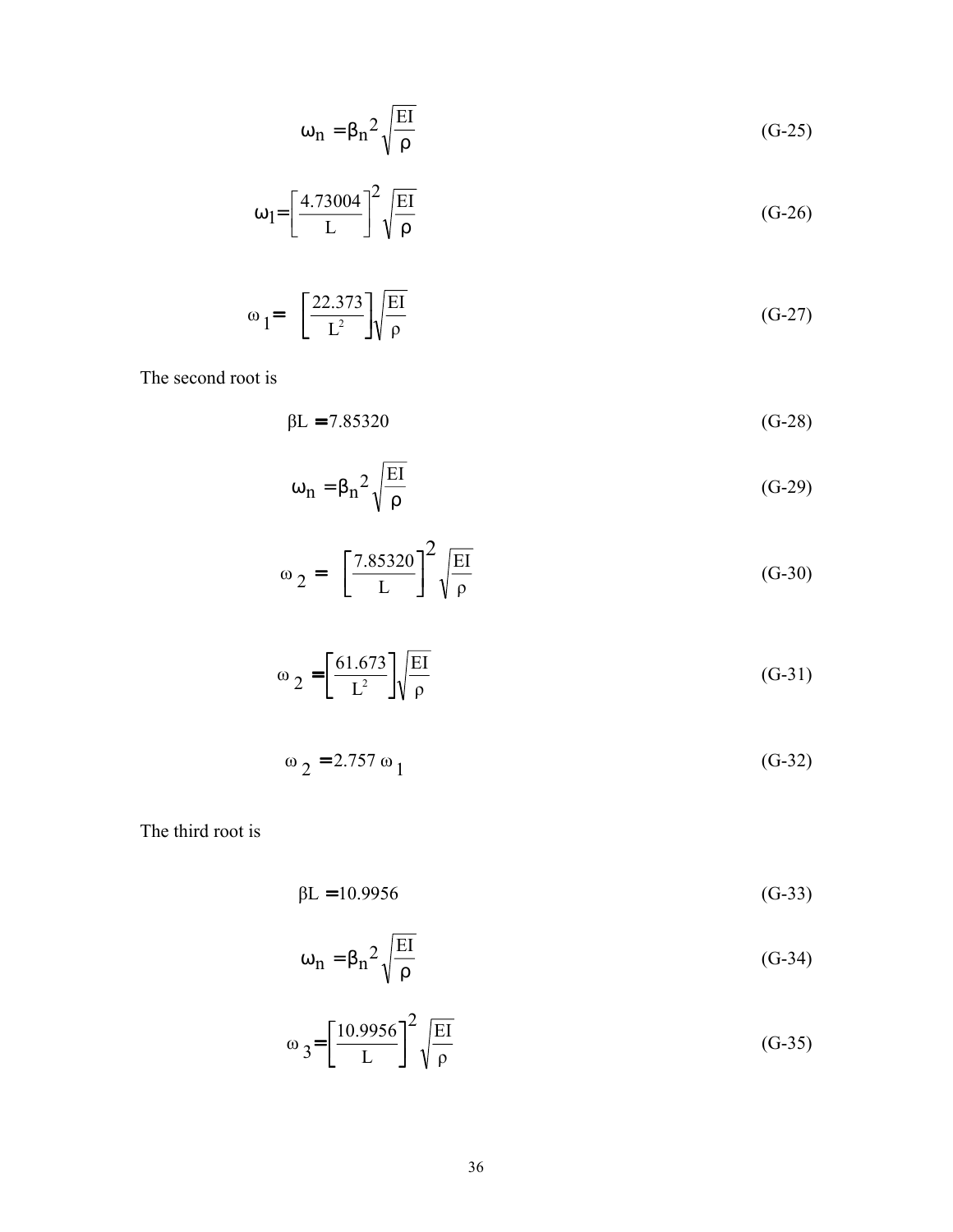$$\omega_n = \beta_n{}^2 \sqrt{\frac{EI}{\rho}} \tag{G-25}$$

$$\omega_1 = \left[\frac{4.73004}{L}\right]^2 \sqrt{\frac{EI}{\rho}} \tag{G-26}$$

$$\omega_1 = \left[\frac{22.373}{L^2}\right] \sqrt{\frac{EI}{\rho}} \tag{G-27}$$

The second root is

$$\beta L = 7.85320 \tag{G-28}$$

$$\omega_n = \beta_n{}^2 \sqrt{\frac{EI}{\rho}} \tag{G-29}$$

$$\omega_2 = \left[\frac{7.85320}{L}\right]^2 \sqrt{\frac{EI}{\rho}} \tag{G-30}$$

$$\omega_2 = \left[\frac{61.673}{L^2}\right] \sqrt{\frac{EI}{\rho}} \tag{G-31}$$

$$\omega_2 = 2.757\ \omega_1 \tag{G-32}$$

The third root is

$$\beta L = 10.9956 \tag{G-33}$$

$$\omega_n = \beta_n{}^2 \sqrt{\frac{EI}{\rho}} \tag{G-34}$$

$$\omega_3 = \left[\frac{10.9956}{L}\right]^2 \sqrt{\frac{EI}{\rho}} \tag{G-35}$$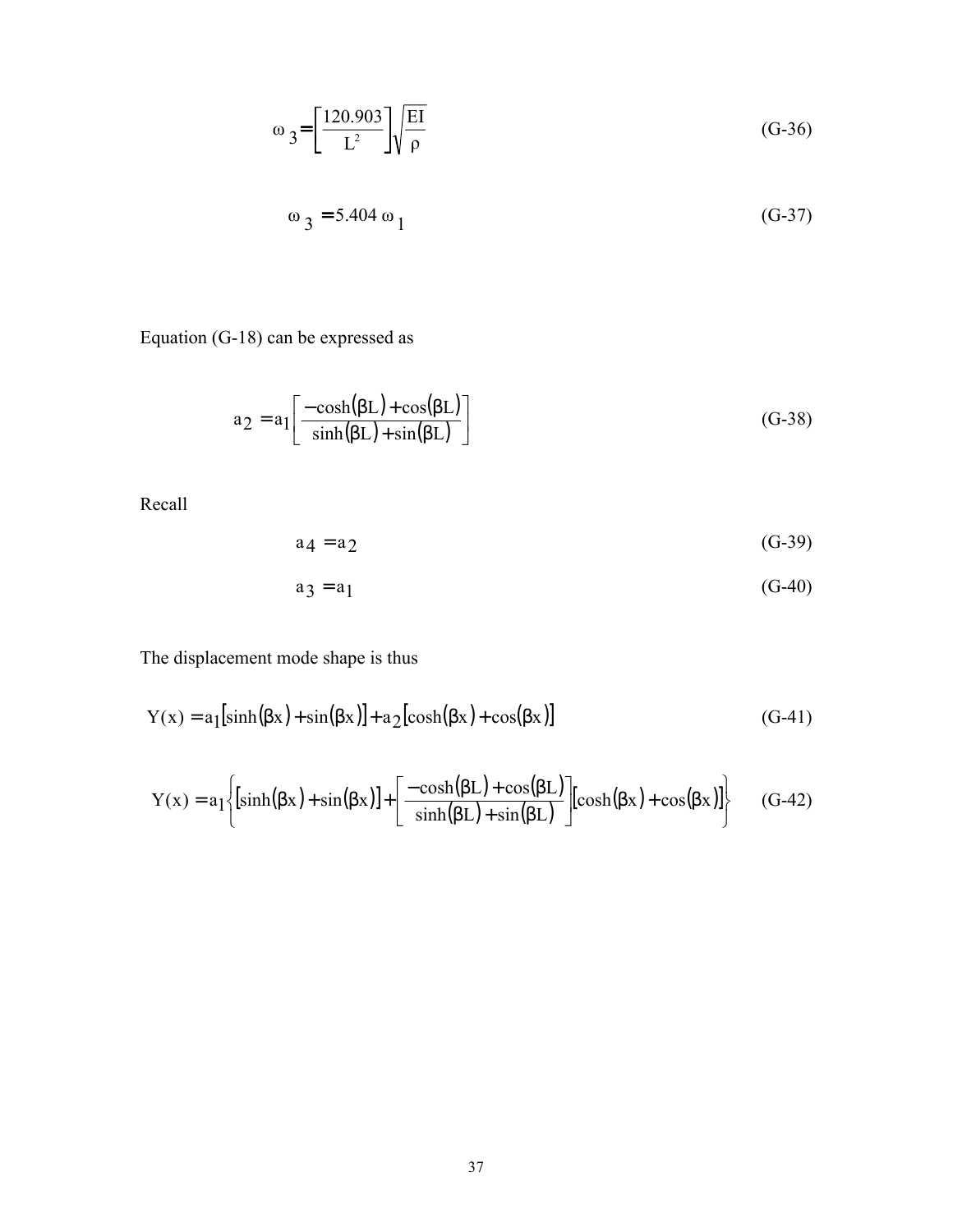$$\omega_3 = \left[\frac{120.903}{L^2}\right]\sqrt{\frac{EI}{\rho}} \tag{G-36}$$

$$\omega_3 = 5.404\,\omega_1 \tag{G-37}$$

Equation (G-18) can be expressed as

$$a_2 = a_1\left[\frac{-\cosh(\beta L) + \cos(\beta L)}{\sinh(\beta L) + \sin(\beta L)}\right] \tag{G-38}$$

Recall

$$a_4 = a_2 \tag{G-39}$$

$$a_3 = a_1 \tag{G-40}$$

The displacement mode shape is thus

$$Y(x) = a_1[\sinh(\beta x) + \sin(\beta x)] + a_2[\cosh(\beta x) + \cos(\beta x)] \tag{G-41}$$

$$Y(x) = a_1\left\{[\sinh(\beta x) + \sin(\beta x)] + \left[\frac{-\cosh(\beta L) + \cos(\beta L)}{\sinh(\beta L) + \sin(\beta L)}\right][\cosh(\beta x) + \cos(\beta x)]\right\} \tag{G-42}$$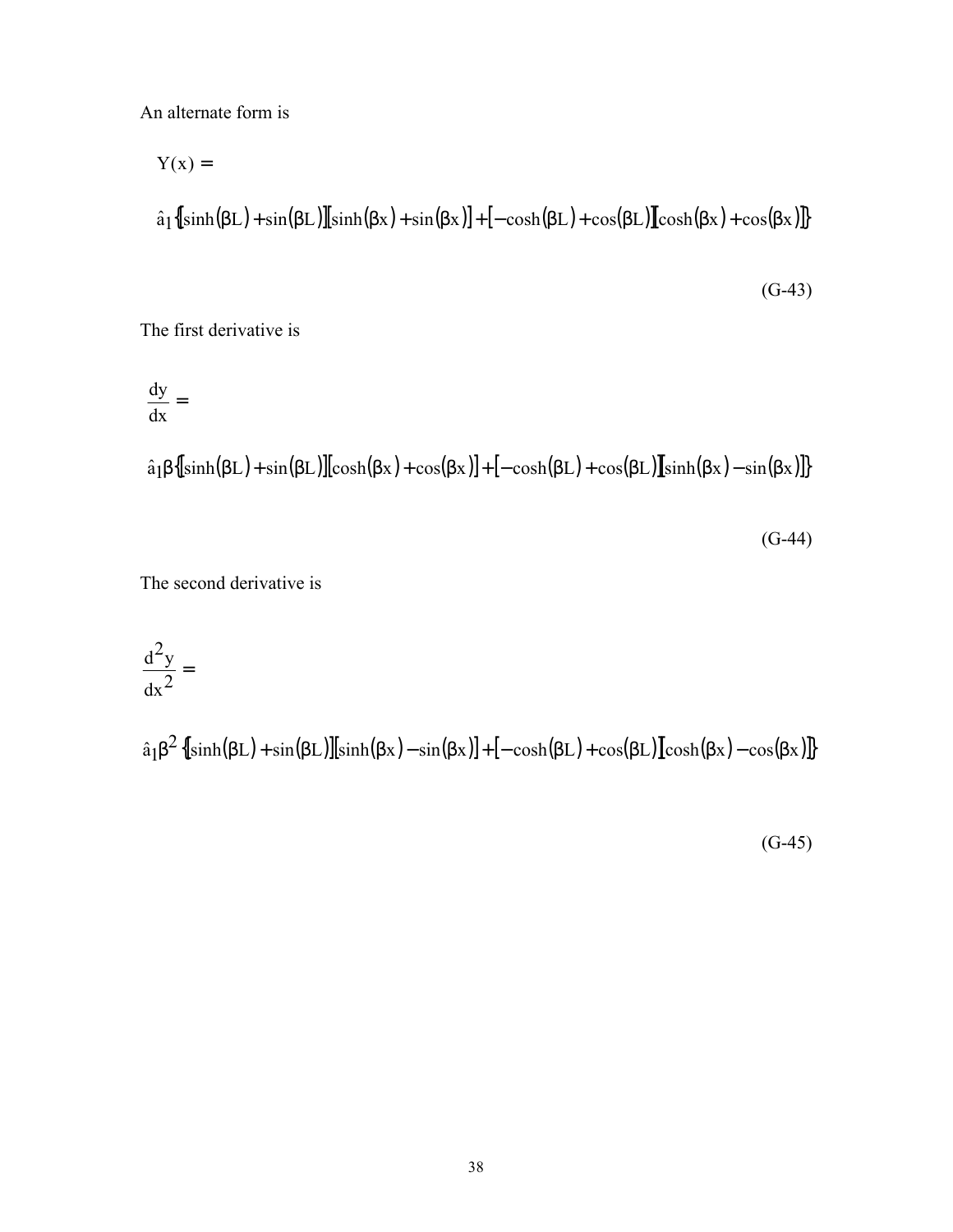An alternate form is

$$Y(x) =$$

$$\hat{a}_1 \{[\sinh(\beta L) + \sin(\beta L)][\sinh(\beta x) + \sin(\beta x)] + [-\cosh(\beta L) + \cos(\beta L)][\cosh(\beta x) + \cos(\beta x)]\}$$

(G-43)

The first derivative is

$$\frac{dy}{dx} =$$

$$\hat{a}_1 \beta \{[\sinh(\beta L) + \sin(\beta L)][\cosh(\beta x) + \cos(\beta x)] + [-\cosh(\beta L) + \cos(\beta L)][\sinh(\beta x) - \sin(\beta x)]\}$$

(G-44)

The second derivative is

$$\frac{d^2y}{dx^2} =$$

$$\hat{a}_1 \beta^2 \{[\sinh(\beta L) + \sin(\beta L)][\sinh(\beta x) - \sin(\beta x)] + [-\cosh(\beta L) + \cos(\beta L)][\cosh(\beta x) - \cos(\beta x)]\}$$

(G-45)